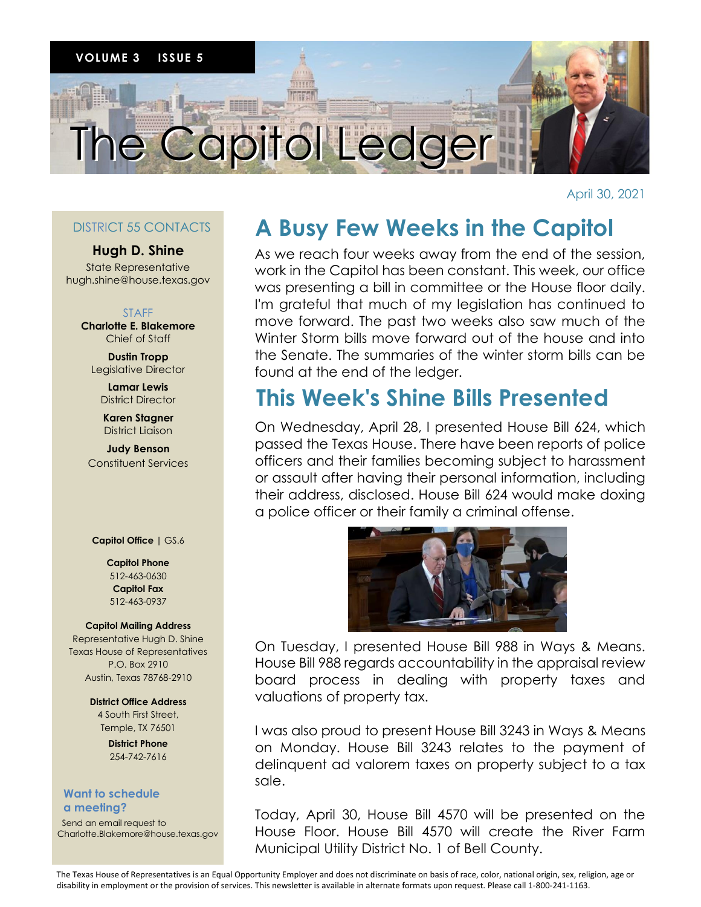# The Capitol Ledger

VOLUME 3 ISSUE 5

April 30, 2021

## A Busy Few Weeks in the Capitol

As we reach four weeks away from the end of the session, work in the Capitol has been constant. This week, our office was presenting a bill in committee or the House floor daily. I'm grateful that much of my legislation has continued to move forward. The past two weeks also saw much of the Winter Storm bills move forward out of the house and into the Senate. The summaries of the winter storm bills can be found at the end of the ledger.

## This Week's Shine Bills Presented

On Wednesday, April 28, I presented House Bill 624, which passed the Texas House. There have been reports of police officers and their families becoming subject to harassment or assault after having their personal information, including their address, disclosed. House Bill 624 would make doxing a police officer or their family a criminal offense.

On Tuesday, I presented House Bill 988 in Ways & Means. House Bill 988 regards accountability in the appraisal review board process in dealing with property taxes and valuations of property tax.

I was also proud to present House Bill 3243 in Ways & Means on Monday. House Bill 3243 relates to the payment of delinquent ad valorem taxes on property subject to a tax sale.

Today, April 30, House Bill 4570 will be presented on the House Floor. House Bill 4570 will create the River Farm Municipal Utility District No. 1 of Bell County.

---

### DISTRICT 55 CONTACTS

**Hugh D. Shine**
State Representative
hugh.shine@house.texas.gov

STAFF

**Charlotte E. Blakemore**
Chief of Staff

**Dustin Tropp**
Legislative Director

**Lamar Lewis**
District Director

**Karen Stagner**
District Liaison

**Judy Benson**
Constituent Services

**Capitol Office** | GS.6

**Capitol Phone**
512-463-0630
**Capitol Fax**
512-463-0937

**Capitol Mailing Address**
Representative Hugh D. Shine
Texas House of Representatives
P.O. Box 2910
Austin, Texas 78768-2910

**District Office Address**
4 South First Street,
Temple, TX 76501

**District Phone**
254-742-7616

**Want to schedule a meeting?**
Send an email request to
Charlotte.Blakemore@house.texas.gov

---

The Texas House of Representatives is an Equal Opportunity Employer and does not discriminate on basis of race, color, national origin, sex, religion, age or disability in employment or the provision of services. This newsletter is available in alternate formats upon request. Please call 1-800-241-1163.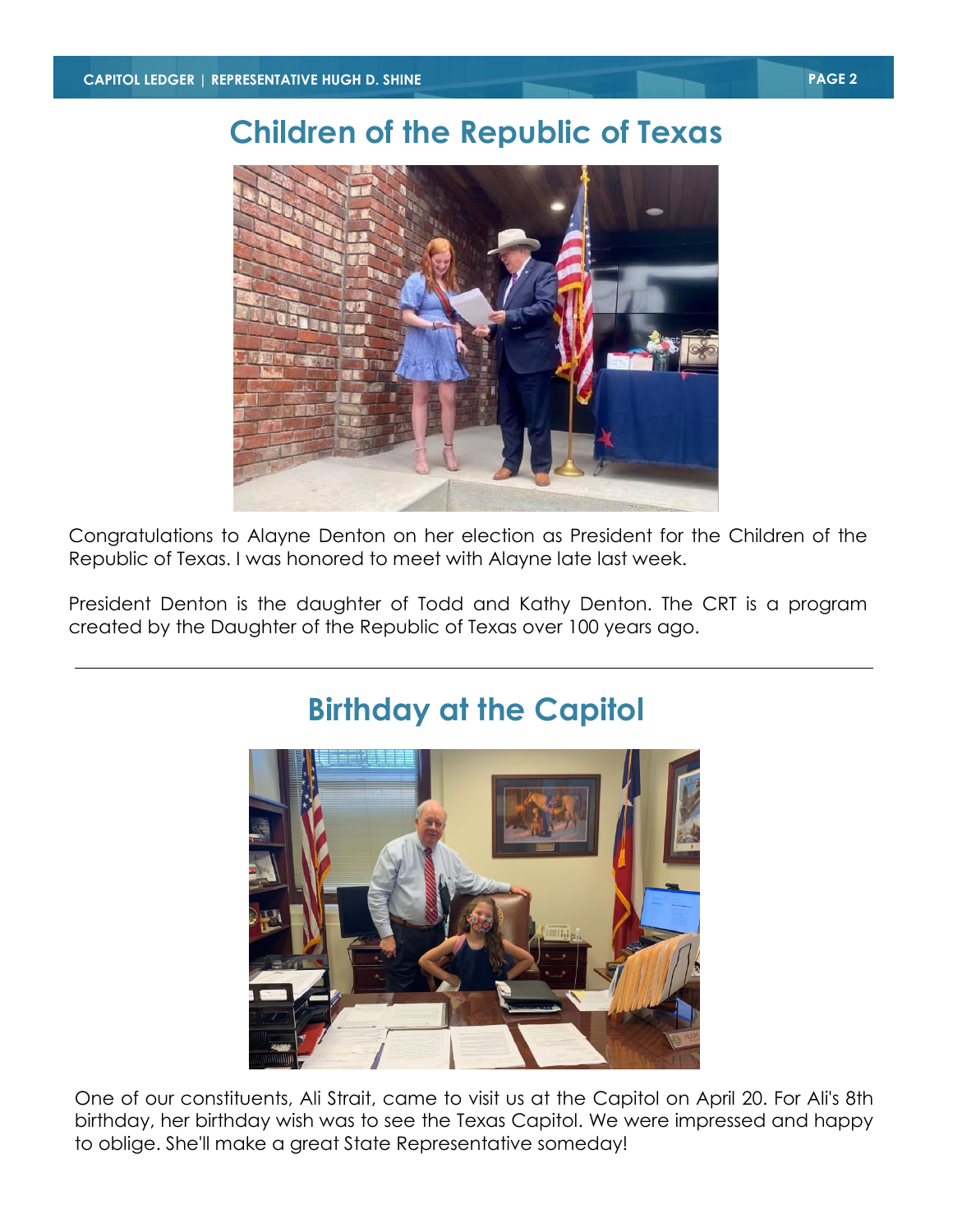## Children of the Republic of Texas

Congratulations to Alayne Denton on her election as President for the Children of the Republic of Texas. I was honored to meet with Alayne late last week.

President Denton is the daughter of Todd and Kathy Denton. The CRT is a program created by the Daughter of the Republic of Texas over 100 years ago.

---

## Birthday at the Capitol

One of our constituents, Ali Strait, came to visit us at the Capitol on April 20. For Ali's 8th birthday, her birthday wish was to see the Texas Capitol. We were impressed and happy to oblige. She'll make a great State Representative someday!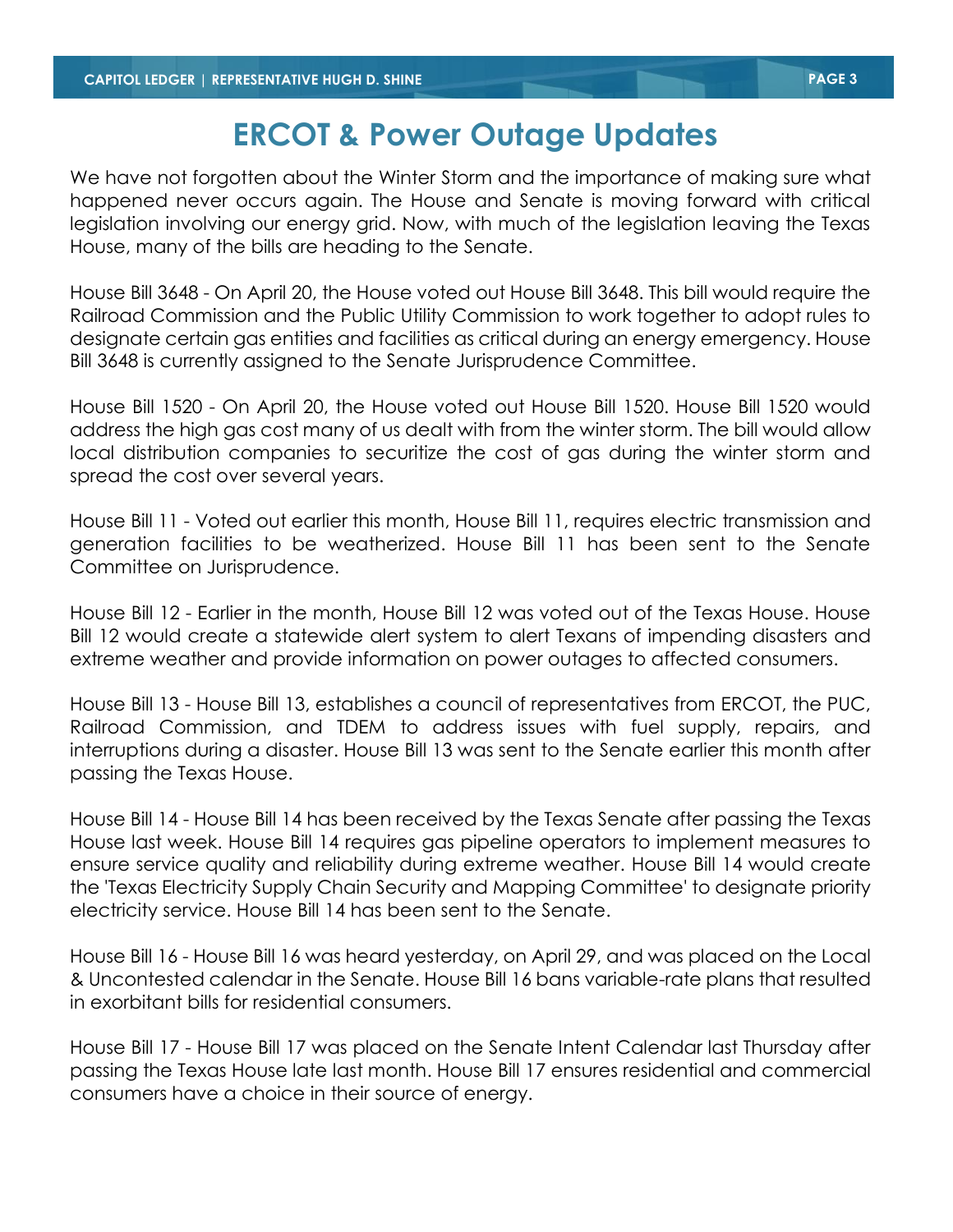# ERCOT & Power Outage Updates

We have not forgotten about the Winter Storm and the importance of making sure what happened never occurs again. The House and Senate is moving forward with critical legislation involving our energy grid. Now, with much of the legislation leaving the Texas House, many of the bills are heading to the Senate.

House Bill 3648 - On April 20, the House voted out House Bill 3648. This bill would require the Railroad Commission and the Public Utility Commission to work together to adopt rules to designate certain gas entities and facilities as critical during an energy emergency. House Bill 3648 is currently assigned to the Senate Jurisprudence Committee.

House Bill 1520 - On April 20, the House voted out House Bill 1520. House Bill 1520 would address the high gas cost many of us dealt with from the winter storm. The bill would allow local distribution companies to securitize the cost of gas during the winter storm and spread the cost over several years.

House Bill 11 - Voted out earlier this month, House Bill 11, requires electric transmission and generation facilities to be weatherized. House Bill 11 has been sent to the Senate Committee on Jurisprudence.

House Bill 12 - Earlier in the month, House Bill 12 was voted out of the Texas House. House Bill 12 would create a statewide alert system to alert Texans of impending disasters and extreme weather and provide information on power outages to affected consumers.

House Bill 13 - House Bill 13, establishes a council of representatives from ERCOT, the PUC, Railroad Commission, and TDEM to address issues with fuel supply, repairs, and interruptions during a disaster. House Bill 13 was sent to the Senate earlier this month after passing the Texas House.

House Bill 14 - House Bill 14 has been received by the Texas Senate after passing the Texas House last week. House Bill 14 requires gas pipeline operators to implement measures to ensure service quality and reliability during extreme weather. House Bill 14 would create the 'Texas Electricity Supply Chain Security and Mapping Committee' to designate priority electricity service. House Bill 14 has been sent to the Senate.

House Bill 16 - House Bill 16 was heard yesterday, on April 29, and was placed on the Local & Uncontested calendar in the Senate. House Bill 16 bans variable-rate plans that resulted in exorbitant bills for residential consumers.

House Bill 17 - House Bill 17 was placed on the Senate Intent Calendar last Thursday after passing the Texas House late last month. House Bill 17 ensures residential and commercial consumers have a choice in their source of energy.